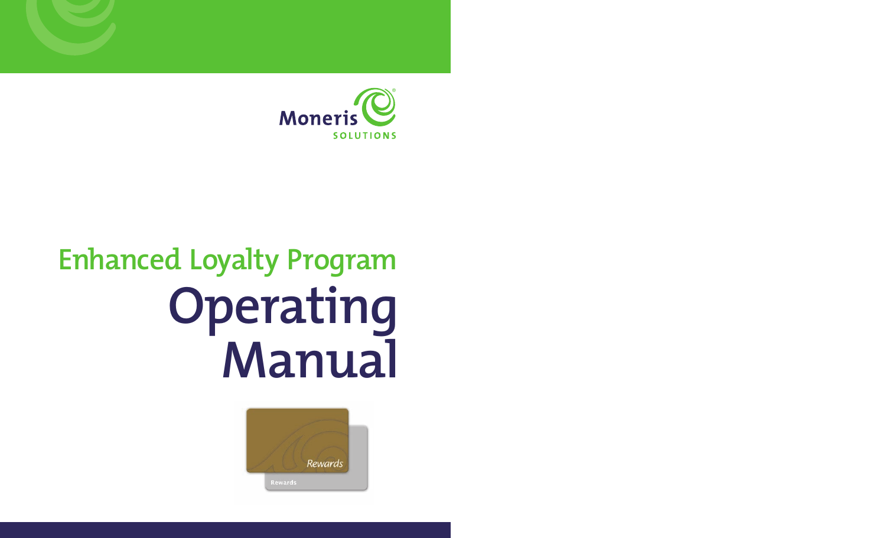Moneris SOLUTIONS

# Enhanced Loyalty Program

# Operating Manual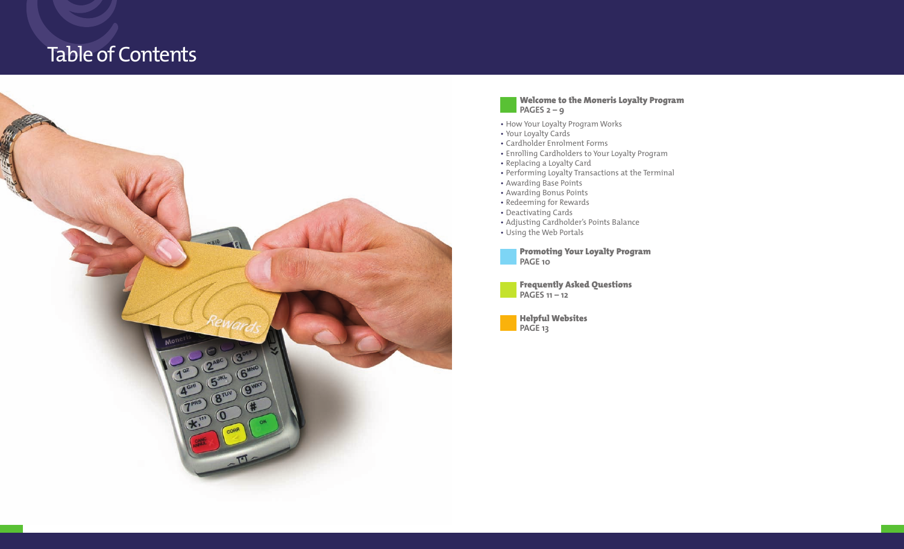# Table of Contents

## Welcome to the Moneris Loyalty Program
**PAGES 2 – 9**

- How Your Loyalty Program Works
- Your Loyalty Cards
- Cardholder Enrolment Forms
- Enrolling Cardholders to Your Loyalty Program
- Replacing a Loyalty Card
- Performing Loyalty Transactions at the Terminal
- Awarding Base Points
- Awarding Bonus Points
- Redeeming for Rewards
- Deactivating Cards
- Adjusting Cardholder's Points Balance
- Using the Web Portals

## Promoting Your Loyalty Program
**PAGE 10**

## Frequently Asked Questions
**PAGES 11 – 12**

## Helpful Websites
**PAGE 13**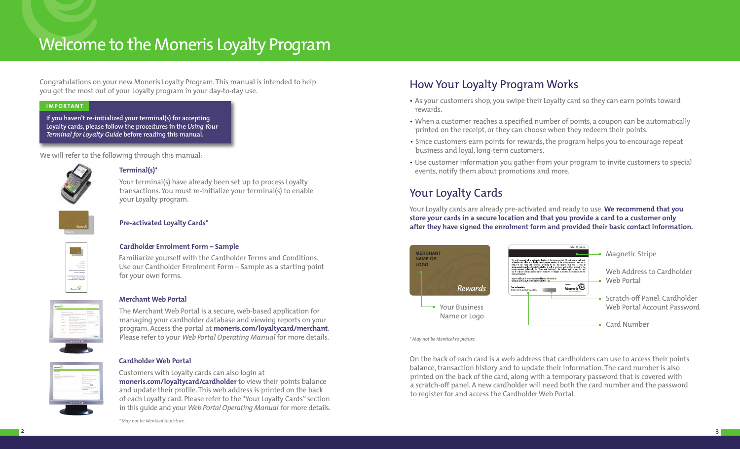# Welcome to the Moneris Loyalty Program

Congratulations on your new Moneris Loyalty Program. This manual is intended to help you get the most out of your Loyalty program in your day-to-day use.

**IMPORTANT**

**If you haven't re-initialized your terminal(s) for accepting Loyalty cards, please follow the procedures in the *Using Your Terminal for Loyalty Guide* before reading this manual.**

We will refer to the following through this manual:

### Terminal(s)*

Your terminal(s) have already been set up to process Loyalty transactions. You must re-initialize your terminal(s) to enable your Loyalty program.

### Pre-activated Loyalty Cards*

### Cardholder Enrolment Form – Sample

Familiarize yourself with the Cardholder Terms and Conditions. Use our Cardholder Enrolment Form – Sample as a starting point for your own forms.

### Merchant Web Portal

The Merchant Web Portal is a secure, web-based application for managing your cardholder database and viewing reports on your program. Access the portal at **moneris.com/loyaltycard/merchant**. Please refer to your *Web Portal Operating Manual* for more details.

### Cardholder Web Portal

Customers with Loyalty cards can also login at **moneris.com/loyaltycard/cardholder** to view their points balance and update their profile. This web address is printed on the back of each Loyalty card. Please refer to the "Your Loyalty Cards" section in this guide and your *Web Portal Operating Manual* for more details.

*\* May not be identical to picture.*

## How Your Loyalty Program Works

- As your customers shop, you swipe their Loyalty card so they can earn points toward rewards.
- When a customer reaches a specified number of points, a coupon can be automatically printed on the receipt, or they can choose when they redeem their points.
- Since customers earn points for rewards, the program helps you to encourage repeat business and loyal, long-term customers.
- Use customer information you gather from your program to invite customers to special events, notify them about promotions and more.

## Your Loyalty Cards

Your Loyalty cards are already pre-activated and ready to use. **We recommend that you store your cards in a secure location and that you provide a card to a customer only after they have signed the enrolment form and provided their basic contact information.**

MERCHANT NAME OR LOGO

Rewards

- Your Business Name or Logo
- Magnetic Stripe
- Web Address to Cardholder Web Portal
- Scratch-off Panel: Cardholder Web Portal Account Password
- Card Number

*\* May not be identical to picture.*

On the back of each card is a web address that cardholders can use to access their points balance, transaction history and to update their information. The card number is also printed on the back of the card, along with a temporary password that is covered with a scratch-off panel. A new cardholder will need both the card number and the password to register for and access the Cardholder Web Portal.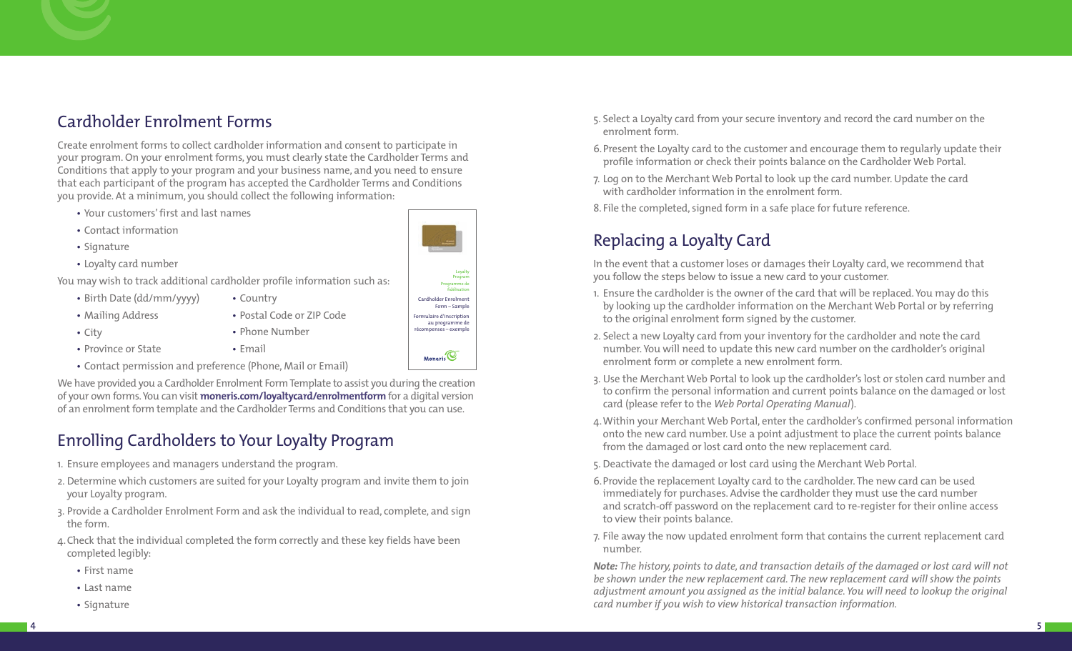## Cardholder Enrolment Forms

Create enrolment forms to collect cardholder information and consent to participate in your program. On your enrolment forms, you must clearly state the Cardholder Terms and Conditions that apply to your program and your business name, and you need to ensure that each participant of the program has accepted the Cardholder Terms and Conditions you provide. At a minimum, you should collect the following information:

- Your customers' first and last names
- Contact information
- Signature
- Loyalty card number

You may wish to track additional cardholder profile information such as:

- Birth Date (dd/mm/yyyy)
- Mailing Address
- City
- Province or State
- Country
- Postal Code or ZIP Code
- Phone Number
- Email
- Contact permission and preference (Phone, Mail or Email)

Loyalty Program
Programme de fidélisation

Cardholder Enrolment Form – Sample

Formulaire d'inscription au programme de récompenses – exemple

Moneris

We have provided you a Cardholder Enrolment Form Template to assist you during the creation of your own forms. You can visit **moneris.com/loyaltycard/enrolmentform** for a digital version of an enrolment form template and the Cardholder Terms and Conditions that you can use.

## Enrolling Cardholders to Your Loyalty Program

1. Ensure employees and managers understand the program.
2. Determine which customers are suited for your Loyalty program and invite them to join your Loyalty program.
3. Provide a Cardholder Enrolment Form and ask the individual to read, complete, and sign the form.
4. Check that the individual completed the form correctly and these key fields have been completed legibly:
   - First name
   - Last name
   - Signature
5. Select a Loyalty card from your secure inventory and record the card number on the enrolment form.
6. Present the Loyalty card to the customer and encourage them to regularly update their profile information or check their points balance on the Cardholder Web Portal.
7. Log on to the Merchant Web Portal to look up the card number. Update the card with cardholder information in the enrolment form.
8. File the completed, signed form in a safe place for future reference.

## Replacing a Loyalty Card

In the event that a customer loses or damages their Loyalty card, we recommend that you follow the steps below to issue a new card to your customer.

1. Ensure the cardholder is the owner of the card that will be replaced. You may do this by looking up the cardholder information on the Merchant Web Portal or by referring to the original enrolment form signed by the customer.
2. Select a new Loyalty card from your inventory for the cardholder and note the card number. You will need to update this new card number on the cardholder's original enrolment form or complete a new enrolment form.
3. Use the Merchant Web Portal to look up the cardholder's lost or stolen card number and to confirm the personal information and current points balance on the damaged or lost card (please refer to the *Web Portal Operating Manual*).
4. Within your Merchant Web Portal, enter the cardholder's confirmed personal information onto the new card number. Use a point adjustment to place the current points balance from the damaged or lost card onto the new replacement card.
5. Deactivate the damaged or lost card using the Merchant Web Portal.
6. Provide the replacement Loyalty card to the cardholder. The new card can be used immediately for purchases. Advise the cardholder they must use the card number and scratch-off password on the replacement card to re-register for their online access to view their points balance.
7. File away the now updated enrolment form that contains the current replacement card number.

***Note:*** *The history, points to date, and transaction details of the damaged or lost card will not be shown under the new replacement card. The new replacement card will show the points adjustment amount you assigned as the initial balance. You will need to lookup the original card number if you wish to view historical transaction information.*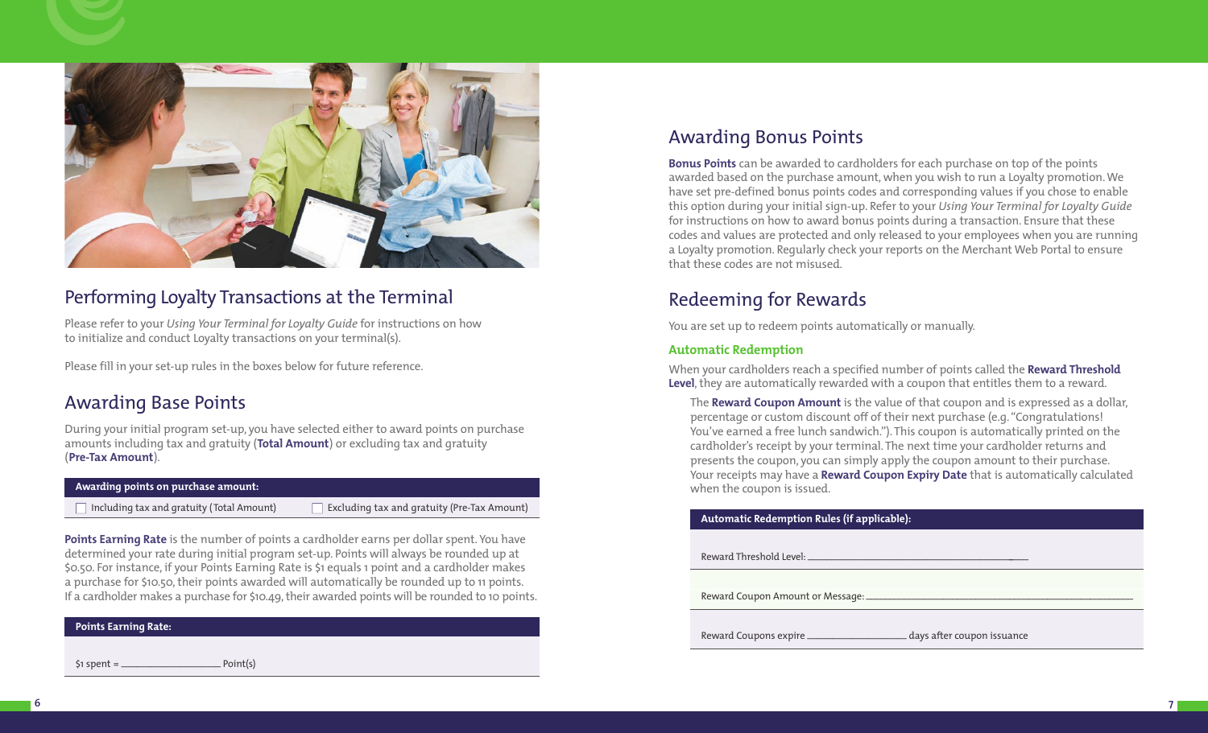## Performing Loyalty Transactions at the Terminal

Please refer to your *Using Your Terminal for Loyalty Guide* for instructions on how to initialize and conduct Loyalty transactions on your terminal(s).

Please fill in your set-up rules in the boxes below for future reference.

## Awarding Base Points

During your initial program set-up, you have selected either to award points on purchase amounts including tax and gratuity (**Total Amount**) or excluding tax and gratuity (**Pre-Tax Amount**).

| Awarding points on purchase amount: | |
|---|---|
| ☐ Including tax and gratuity (Total Amount) | ☐ Excluding tax and gratuity (Pre-Tax Amount) |

**Points Earning Rate** is the number of points a cardholder earns per dollar spent. You have determined your rate during initial program set-up. Points will always be rounded up at $0.50. For instance, if your Points Earning Rate is $1 equals 1 point and a cardholder makes a purchase for $10.50, their points awarded will automatically be rounded up to 11 points. If a cardholder makes a purchase for $10.49, their awarded points will be rounded to 10 points.

| Points Earning Rate: |
|---|
| $1 spent = ________________ Point(s) |

## Awarding Bonus Points

**Bonus Points** can be awarded to cardholders for each purchase on top of the points awarded based on the purchase amount, when you wish to run a Loyalty promotion. We have set pre-defined bonus points codes and corresponding values if you chose to enable this option during your initial sign-up. Refer to your *Using Your Terminal for Loyalty Guide* for instructions on how to award bonus points during a transaction. Ensure that these codes and values are protected and only released to your employees when you are running a Loyalty promotion. Regularly check your reports on the Merchant Web Portal to ensure that these codes are not misused.

## Redeeming for Rewards

You are set up to redeem points automatically or manually.

### Automatic Redemption

When your cardholders reach a specified number of points called the **Reward Threshold Level**, they are automatically rewarded with a coupon that entitles them to a reward.

The **Reward Coupon Amount** is the value of that coupon and is expressed as a dollar, percentage or custom discount off of their next purchase (e.g. "Congratulations! You've earned a free lunch sandwich."). This coupon is automatically printed on the cardholder's receipt by your terminal. The next time your cardholder returns and presents the coupon, you can simply apply the coupon amount to their purchase. Your receipts may have a **Reward Coupon Expiry Date** that is automatically calculated when the coupon is issued.

| Automatic Redemption Rules (if applicable): |
|---|
| Reward Threshold Level: ________________________________ |
| Reward Coupon Amount or Message: ________________________________ |
| Reward Coupons expire ________________ days after coupon issuance |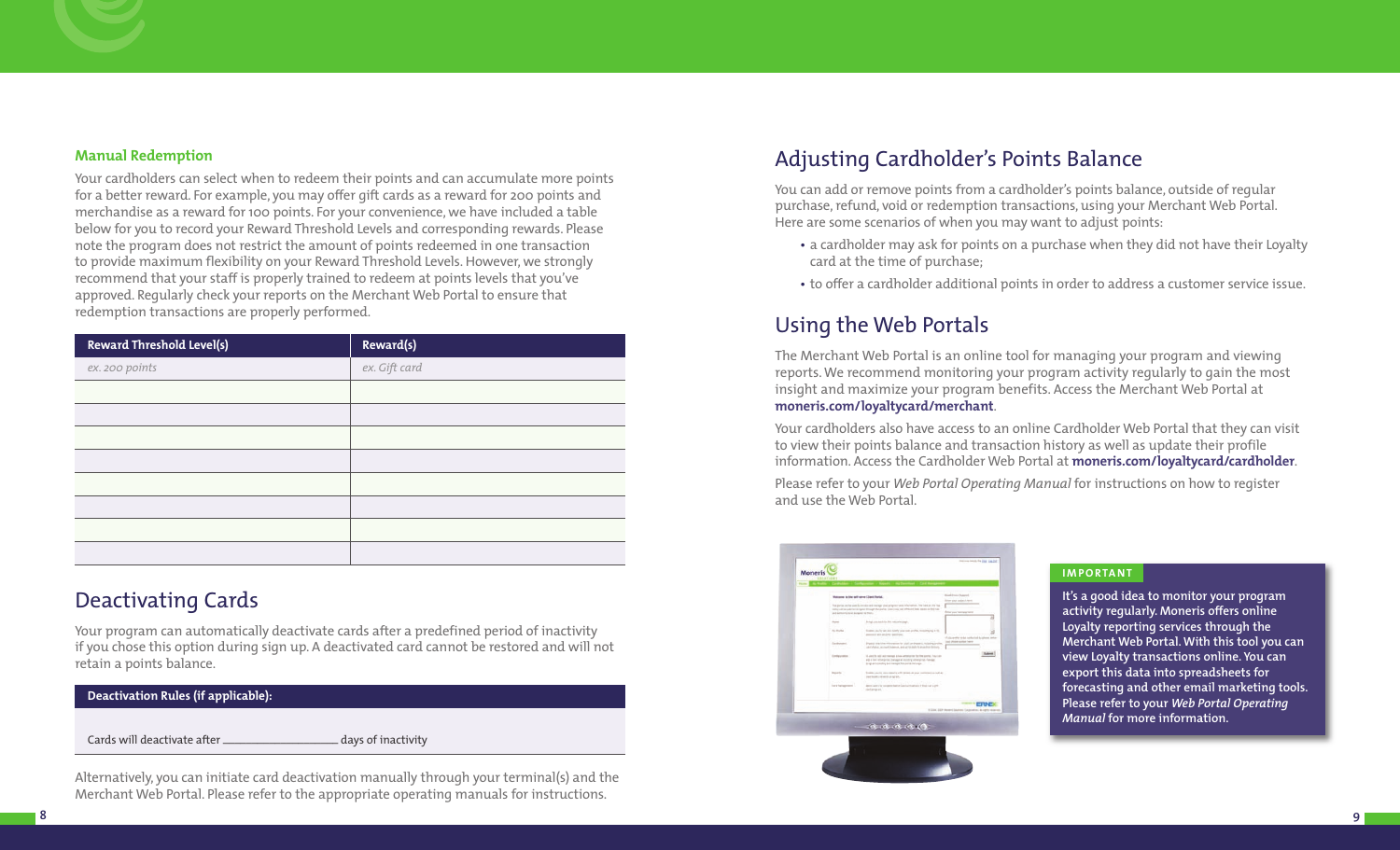### Manual Redemption

Your cardholders can select when to redeem their points and can accumulate more points for a better reward. For example, you may offer gift cards as a reward for 200 points and merchandise as a reward for 100 points. For your convenience, we have included a table below for you to record your Reward Threshold Levels and corresponding rewards. Please note the program does not restrict the amount of points redeemed in one transaction to provide maximum flexibility on your Reward Threshold Levels. However, we strongly recommend that your staff is properly trained to redeem at points levels that you've approved. Regularly check your reports on the Merchant Web Portal to ensure that redemption transactions are properly performed.

| Reward Threshold Level(s) | Reward(s) |
|---|---|
| *ex. 200 points* | *ex. Gift card* |
| | |
| | |
| | |
| | |
| | |
| | |
| | |
| | |

## Deactivating Cards

Your program can automatically deactivate cards after a predefined period of inactivity if you chose this option during sign up. A deactivated card cannot be restored and will not retain a points balance.

| Deactivation Rules (if applicable): |
|---|
| Cards will deactivate after ____________________ days of inactivity |

Alternatively, you can initiate card deactivation manually through your terminal(s) and the Merchant Web Portal. Please refer to the appropriate operating manuals for instructions.

## Adjusting Cardholder's Points Balance

You can add or remove points from a cardholder's points balance, outside of regular purchase, refund, void or redemption transactions, using your Merchant Web Portal. Here are some scenarios of when you may want to adjust points:

- a cardholder may ask for points on a purchase when they did not have their Loyalty card at the time of purchase;
- to offer a cardholder additional points in order to address a customer service issue.

## Using the Web Portals

The Merchant Web Portal is an online tool for managing your program and viewing reports. We recommend monitoring your program activity regularly to gain the most insight and maximize your program benefits. Access the Merchant Web Portal at **moneris.com/loyaltycard/merchant**.

Your cardholders also have access to an online Cardholder Web Portal that they can visit to view their points balance and transaction history as well as update their profile information. Access the Cardholder Web Portal at **moneris.com/loyaltycard/cardholder**.

Please refer to your *Web Portal Operating Manual* for instructions on how to register and use the Web Portal.

**IMPORTANT**

**It's a good idea to monitor your program activity regularly. Moneris offers online Loyalty reporting services through the Merchant Web Portal. With this tool you can view Loyalty transactions online. You can export this data into spreadsheets for forecasting and other email marketing tools. Please refer to your *Web Portal Operating Manual* for more information.**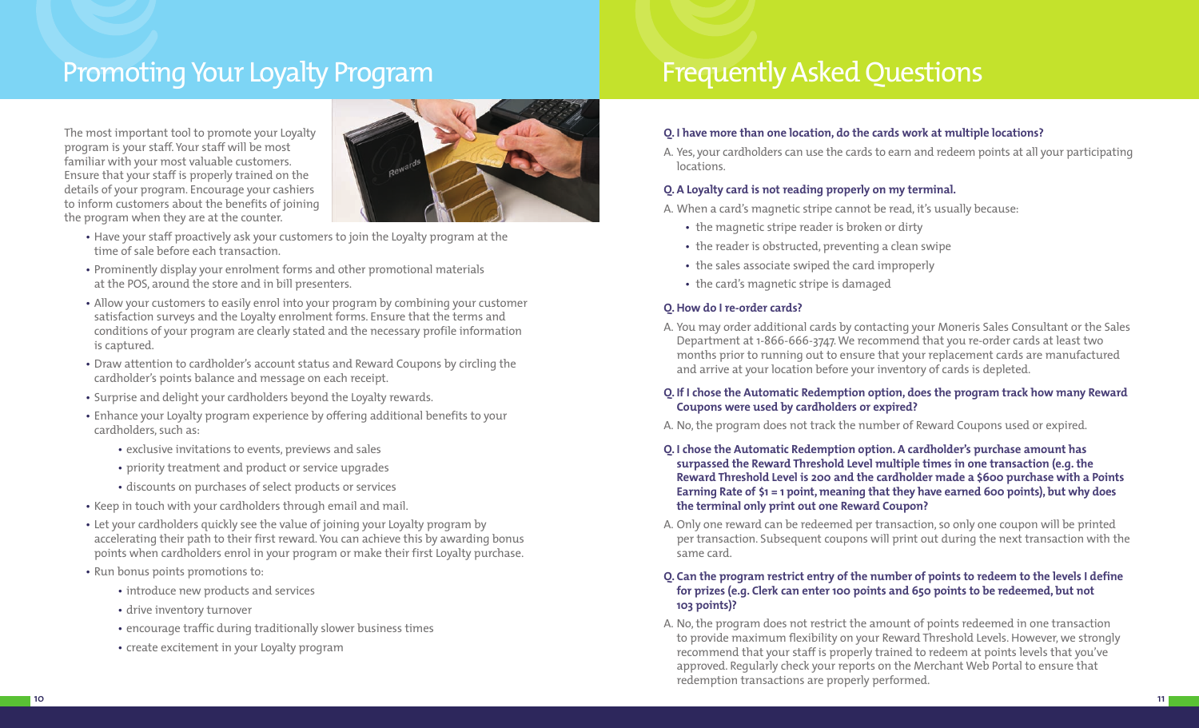# Promoting Your Loyalty Program

The most important tool to promote your Loyalty program is your staff. Your staff will be most familiar with your most valuable customers. Ensure that your staff is properly trained on the details of your program. Encourage your cashiers to inform customers about the benefits of joining the program when they are at the counter.

- Have your staff proactively ask your customers to join the Loyalty program at the time of sale before each transaction.
- Prominently display your enrolment forms and other promotional materials at the POS, around the store and in bill presenters.
- Allow your customers to easily enrol into your program by combining your customer satisfaction surveys and the Loyalty enrolment forms. Ensure that the terms and conditions of your program are clearly stated and the necessary profile information is captured.
- Draw attention to cardholder's account status and Reward Coupons by circling the cardholder's points balance and message on each receipt.
- Surprise and delight your cardholders beyond the Loyalty rewards.
- Enhance your Loyalty program experience by offering additional benefits to your cardholders, such as:
  - exclusive invitations to events, previews and sales
  - priority treatment and product or service upgrades
  - discounts on purchases of select products or services
- Keep in touch with your cardholders through email and mail.
- Let your cardholders quickly see the value of joining your Loyalty program by accelerating their path to their first reward. You can achieve this by awarding bonus points when cardholders enrol in your program or make their first Loyalty purchase.
- Run bonus points promotions to:
  - introduce new products and services
  - drive inventory turnover
  - encourage traffic during traditionally slower business times
  - create excitement in your Loyalty program

# Frequently Asked Questions

**Q. I have more than one location, do the cards work at multiple locations?**

A. Yes, your cardholders can use the cards to earn and redeem points at all your participating locations.

**Q. A Loyalty card is not reading properly on my terminal.**

A. When a card's magnetic stripe cannot be read, it's usually because:

- the magnetic stripe reader is broken or dirty
- the reader is obstructed, preventing a clean swipe
- the sales associate swiped the card improperly
- the card's magnetic stripe is damaged

**Q. How do I re-order cards?**

A. You may order additional cards by contacting your Moneris Sales Consultant or the Sales Department at 1-866-666-3747. We recommend that you re-order cards at least two months prior to running out to ensure that your replacement cards are manufactured and arrive at your location before your inventory of cards is depleted.

**Q. If I chose the Automatic Redemption option, does the program track how many Reward Coupons were used by cardholders or expired?**

A. No, the program does not track the number of Reward Coupons used or expired.

**Q. I chose the Automatic Redemption option. A cardholder's purchase amount has surpassed the Reward Threshold Level multiple times in one transaction (e.g. the Reward Threshold Level is 200 and the cardholder made a $600 purchase with a Points Earning Rate of $1 = 1 point, meaning that they have earned 600 points), but why does the terminal only print out one Reward Coupon?**

A. Only one reward can be redeemed per transaction, so only one coupon will be printed per transaction. Subsequent coupons will print out during the next transaction with the same card.

**Q. Can the program restrict entry of the number of points to redeem to the levels I define for prizes (e.g. Clerk can enter 100 points and 650 points to be redeemed, but not 103 points)?**

A. No, the program does not restrict the amount of points redeemed in one transaction to provide maximum flexibility on your Reward Threshold Levels. However, we strongly recommend that your staff is properly trained to redeem at points levels that you've approved. Regularly check your reports on the Merchant Web Portal to ensure that redemption transactions are properly performed.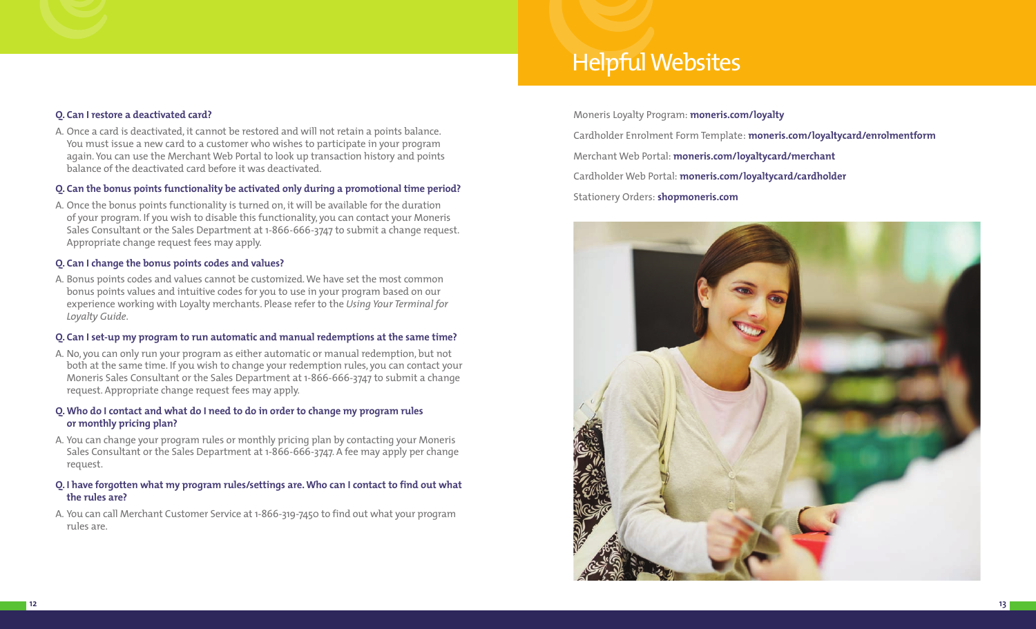**Q. Can I restore a deactivated card?**

A. Once a card is deactivated, it cannot be restored and will not retain a points balance. You must issue a new card to a customer who wishes to participate in your program again. You can use the Merchant Web Portal to look up transaction history and points balance of the deactivated card before it was deactivated.

**Q. Can the bonus points functionality be activated only during a promotional time period?**

A. Once the bonus points functionality is turned on, it will be available for the duration of your program. If you wish to disable this functionality, you can contact your Moneris Sales Consultant or the Sales Department at 1-866-666-3747 to submit a change request. Appropriate change request fees may apply.

**Q. Can I change the bonus points codes and values?**

A. Bonus points codes and values cannot be customized. We have set the most common bonus points values and intuitive codes for you to use in your program based on our experience working with Loyalty merchants. Please refer to the *Using Your Terminal for Loyalty Guide*.

**Q. Can I set-up my program to run automatic and manual redemptions at the same time?**

A. No, you can only run your program as either automatic or manual redemption, but not both at the same time. If you wish to change your redemption rules, you can contact your Moneris Sales Consultant or the Sales Department at 1-866-666-3747 to submit a change request. Appropriate change request fees may apply.

**Q. Who do I contact and what do I need to do in order to change my program rules or monthly pricing plan?**

A. You can change your program rules or monthly pricing plan by contacting your Moneris Sales Consultant or the Sales Department at 1-866-666-3747. A fee may apply per change request.

**Q. I have forgotten what my program rules/settings are. Who can I contact to find out what the rules are?**

A. You can call Merchant Customer Service at 1-866-319-7450 to find out what your program rules are.

# Helpful Websites

Moneris Loyalty Program: **moneris.com/loyalty**

Cardholder Enrolment Form Template: **moneris.com/loyaltycard/enrolmentform**

Merchant Web Portal: **moneris.com/loyaltycard/merchant**

Cardholder Web Portal: **moneris.com/loyaltycard/cardholder**

Stationery Orders: **shopmoneris.com**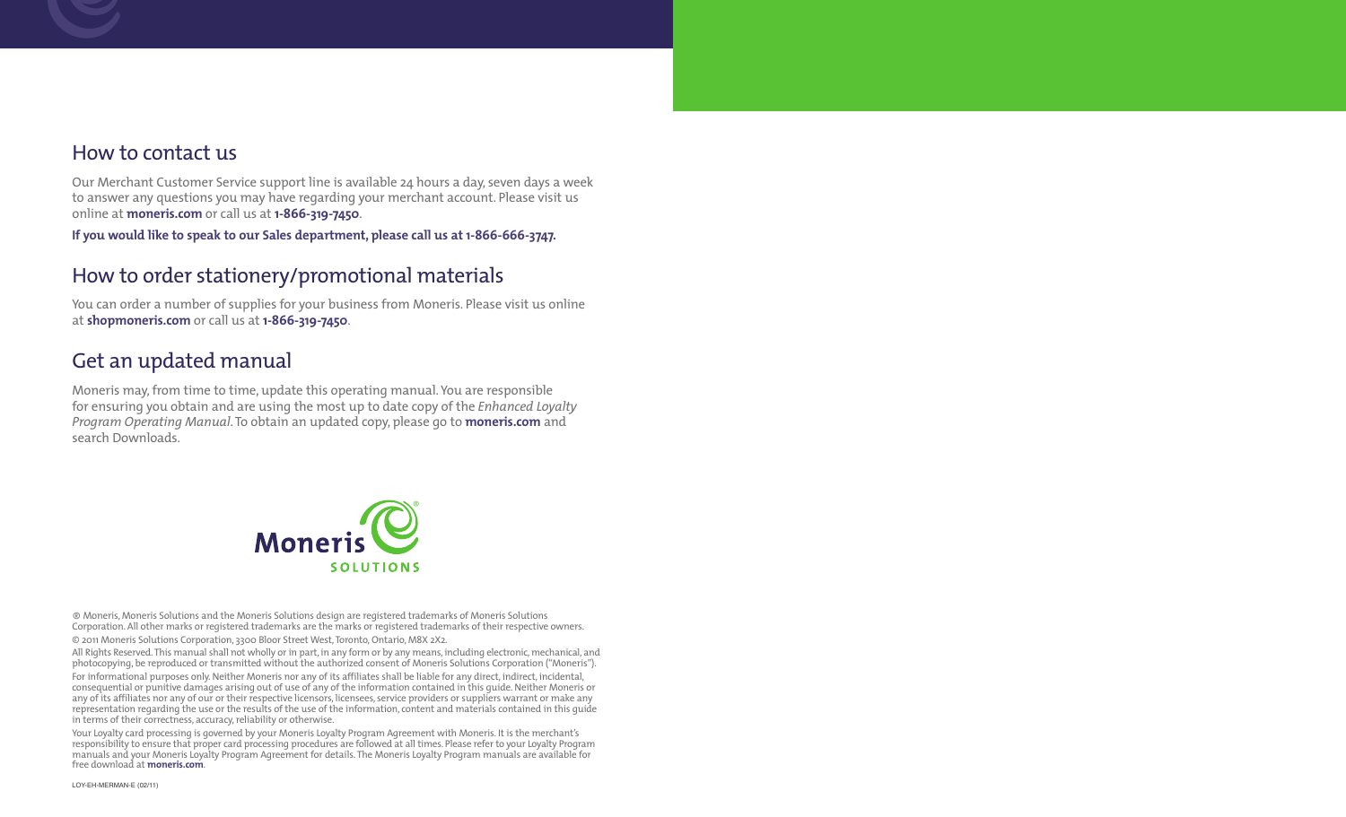## How to contact us

Our Merchant Customer Service support line is available 24 hours a day, seven days a week to answer any questions you may have regarding your merchant account. Please visit us online at **moneris.com** or call us at **1-866-319-7450**.

**If you would like to speak to our Sales department, please call us at 1-866-666-3747.**

## How to order stationery/promotional materials

You can order a number of supplies for your business from Moneris. Please visit us online at **shopmoneris.com** or call us at **1-866-319-7450**.

## Get an updated manual

Moneris may, from time to time, update this operating manual. You are responsible for ensuring you obtain and are using the most up to date copy of the *Enhanced Loyalty Program Operating Manual*. To obtain an updated copy, please go to **moneris.com** and search Downloads.

Moneris® SOLUTIONS

® Moneris, Moneris Solutions and the Moneris Solutions design are registered trademarks of Moneris Solutions Corporation. All other marks or registered trademarks are the marks or registered trademarks of their respective owners.

© 2011 Moneris Solutions Corporation, 3300 Bloor Street West, Toronto, Ontario, M8X 2X2.

All Rights Reserved. This manual shall not wholly or in part, in any form or by any means, including electronic, mechanical, and photocopying, be reproduced or transmitted without the authorized consent of Moneris Solutions Corporation ("Moneris").

For informational purposes only. Neither Moneris nor any of its affiliates shall be liable for any direct, indirect, incidental, consequential or punitive damages arising out of use of any of the information contained in this guide. Neither Moneris or any of its affiliates nor any of our or their respective licensors, licensees, service providers or suppliers warrant or make any representation regarding the use or the results of the use of the information, content and materials contained in this guide in terms of their correctness, accuracy, reliability or otherwise.

Your Loyalty card processing is governed by your Moneris Loyalty Program Agreement with Moneris. It is the merchant's responsibility to ensure that proper card processing procedures are followed at all times. Please refer to your Loyalty Program manuals and your Moneris Loyalty Program Agreement for details. The Moneris Loyalty Program manuals are available for free download at **moneris.com**.

LOY-EH-MERMAN-E (02/11)